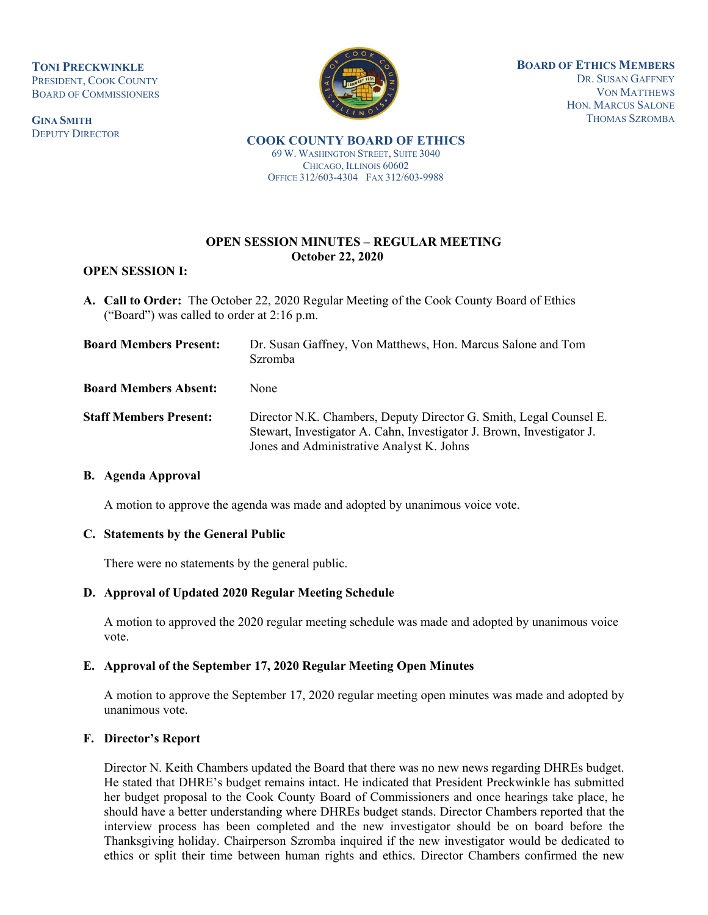**TONI PRECKWINKLE**
PRESIDENT, COOK COUNTY
BOARD OF COMMISSIONERS

**GINA SMITH**
DEPUTY DIRECTOR

**BOARD OF ETHICS MEMBERS**
DR. SUSAN GAFFNEY
VON MATTHEWS
HON. MARCUS SALONE
THOMAS SZROMBA

**COOK COUNTY BOARD OF ETHICS**
69 W. WASHINGTON STREET, SUITE 3040
CHICAGO, ILLINOIS 60602
OFFICE 312/603-4304 FAX 312/603-9988

**OPEN SESSION MINUTES – REGULAR MEETING**
**October 22, 2020**

**OPEN SESSION I:**

**A. Call to Order:** The October 22, 2020 Regular Meeting of the Cook County Board of Ethics ("Board") was called to order at 2:16 p.m.

**Board Members Present:** Dr. Susan Gaffney, Von Matthews, Hon. Marcus Salone and Tom Szromba

**Board Members Absent:** None

**Staff Members Present:** Director N.K. Chambers, Deputy Director G. Smith, Legal Counsel E. Stewart, Investigator A. Cahn, Investigator J. Brown, Investigator J. Jones and Administrative Analyst K. Johns

**B. Agenda Approval**

A motion to approve the agenda was made and adopted by unanimous voice vote.

**C. Statements by the General Public**

There were no statements by the general public.

**D. Approval of Updated 2020 Regular Meeting Schedule**

A motion to approved the 2020 regular meeting schedule was made and adopted by unanimous voice vote.

**E. Approval of the September 17, 2020 Regular Meeting Open Minutes**

A motion to approve the September 17, 2020 regular meeting open minutes was made and adopted by unanimous vote.

**F. Director's Report**

Director N. Keith Chambers updated the Board that there was no new news regarding DHREs budget. He stated that DHRE's budget remains intact. He indicated that President Preckwinkle has submitted her budget proposal to the Cook County Board of Commissioners and once hearings take place, he should have a better understanding where DHREs budget stands. Director Chambers reported that the interview process has been completed and the new investigator should be on board before the Thanksgiving holiday. Chairperson Szromba inquired if the new investigator would be dedicated to ethics or split their time between human rights and ethics. Director Chambers confirmed the new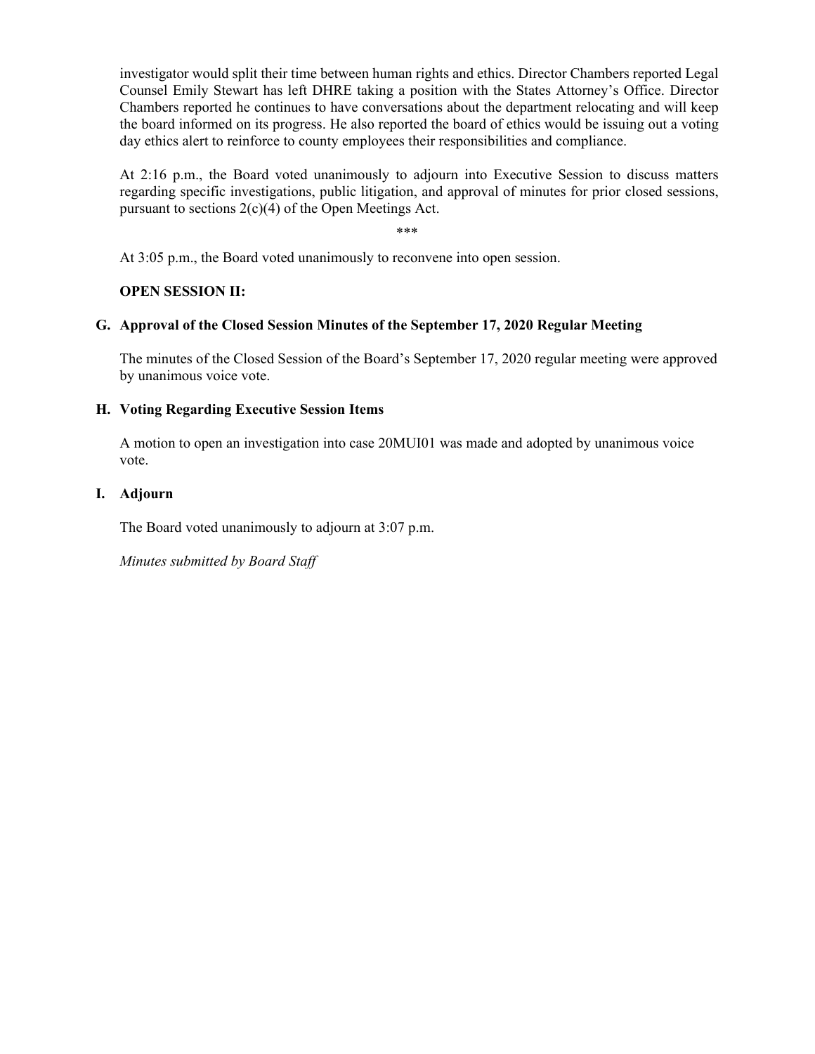investigator would split their time between human rights and ethics. Director Chambers reported Legal Counsel Emily Stewart has left DHRE taking a position with the States Attorney's Office. Director Chambers reported he continues to have conversations about the department relocating and will keep the board informed on its progress. He also reported the board of ethics would be issuing out a voting day ethics alert to reinforce to county employees their responsibilities and compliance.

At 2:16 p.m., the Board voted unanimously to adjourn into Executive Session to discuss matters regarding specific investigations, public litigation, and approval of minutes for prior closed sessions, pursuant to sections 2(c)(4) of the Open Meetings Act.

***

At 3:05 p.m., the Board voted unanimously to reconvene into open session.

**OPEN SESSION II:**

## G. Approval of the Closed Session Minutes of the September 17, 2020 Regular Meeting

The minutes of the Closed Session of the Board's September 17, 2020 regular meeting were approved by unanimous voice vote.

## H. Voting Regarding Executive Session Items

A motion to open an investigation into case 20MUI01 was made and adopted by unanimous voice vote.

## I. Adjourn

The Board voted unanimously to adjourn at 3:07 p.m.

*Minutes submitted by Board Staff*